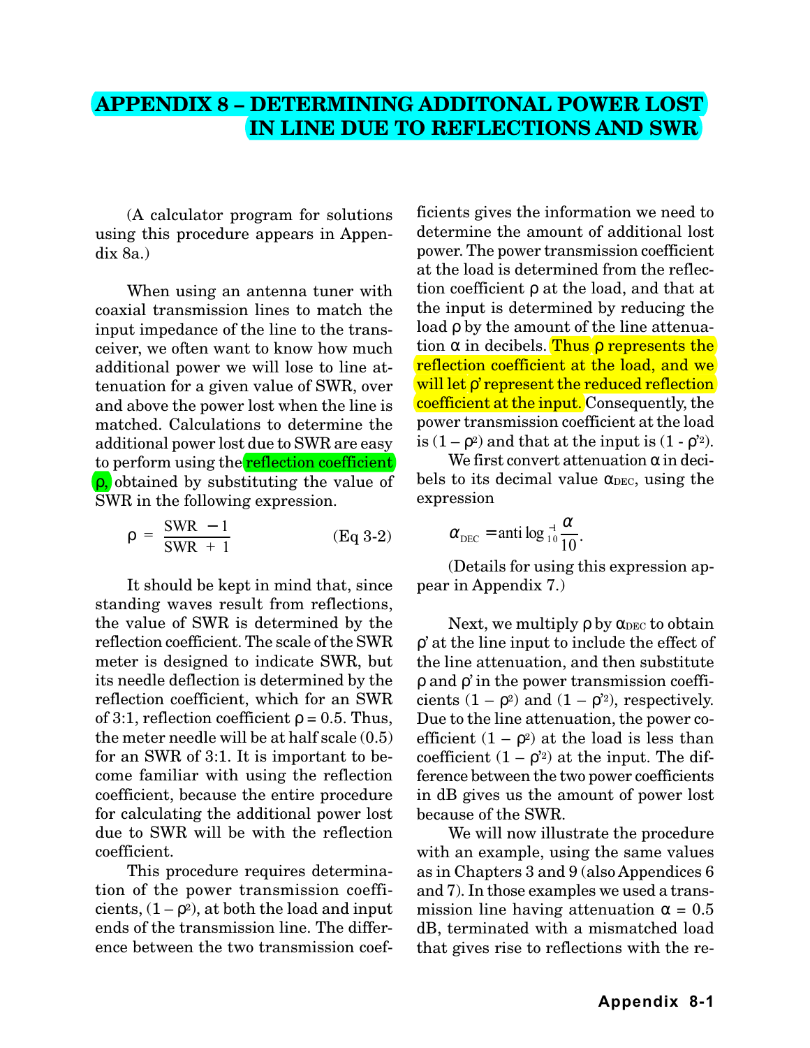# APPENDIX 8 – DETERMINING ADDITONAL POWER LOST IN LINE DUE TO REFLECTIONS AND SWR

(A calculator program for solutions using this procedure appears in Appendix 8a.)

When using an antenna tuner with coaxial transmission lines to match the input impedance of the line to the transceiver, we often want to know how much additional power we will lose to line attenuation for a given value of SWR, over and above the power lost when the line is matched. Calculations to determine the additional power lost due to SWR are easy to perform using the reflection coefficient $\rho$, obtained by substituting the value of SWR in the following expression.

$$\rho = \frac{\text{SWR} - 1}{\text{SWR} + 1} \qquad \text{(Eq 3-2)}$$

It should be kept in mind that, since standing waves result from reflections, the value of SWR is determined by the reflection coefficient. The scale of the SWR meter is designed to indicate SWR, but its needle deflection is determined by the reflection coefficient, which for an SWR of 3:1, reflection coefficient $\rho = 0.5$. Thus, the meter needle will be at half scale (0.5) for an SWR of 3:1. It is important to become familiar with using the reflection coefficient, because the entire procedure for calculating the additional power lost due to SWR will be with the reflection coefficient.

This procedure requires determination of the power transmission coefficients, $(1 - \rho^2)$, at both the load and input ends of the transmission line. The difference between the two transmission coefficients gives the information we need to determine the amount of additional lost power. The power transmission coefficient at the load is determined from the reflection coefficient $\rho$ at the load, and that at the input is determined by reducing the load $\rho$ by the amount of the line attenuation $\alpha$ in decibels. Thus $\rho$ represents the reflection coefficient at the load, and we will let $\rho'$ represent the reduced reflection coefficient at the input. Consequently, the power transmission coefficient at the load is $(1 - \rho^2)$ and that at the input is $(1 - \rho'^2)$.

We first convert attenuation $\alpha$ in decibels to its decimal value $\alpha_{DEC}$, using the expression

$$\alpha_{DEC} = \text{anti}\log_{10}^{-1} \frac{\alpha}{10}.$$

(Details for using this expression appear in Appendix 7.)

Next, we multiply $\rho$ by $\alpha_{DEC}$ to obtain $\rho'$ at the line input to include the effect of the line attenuation, and then substitute $\rho$ and $\rho'$ in the power transmission coefficients $(1 - \rho^2)$ and $(1 - \rho'^2)$, respectively. Due to the line attenuation, the power coefficient $(1 - \rho^2)$ at the load is less than coefficient $(1 - \rho'^2)$ at the input. The difference between the two power coefficients in dB gives us the amount of power lost because of the SWR.

We will now illustrate the procedure with an example, using the same values as in Chapters 3 and 9 (also Appendices 6 and 7). In those examples we used a transmission line having attenuation $\alpha$ = 0.5 dB, terminated with a mismatched load that gives rise to reflections with the re-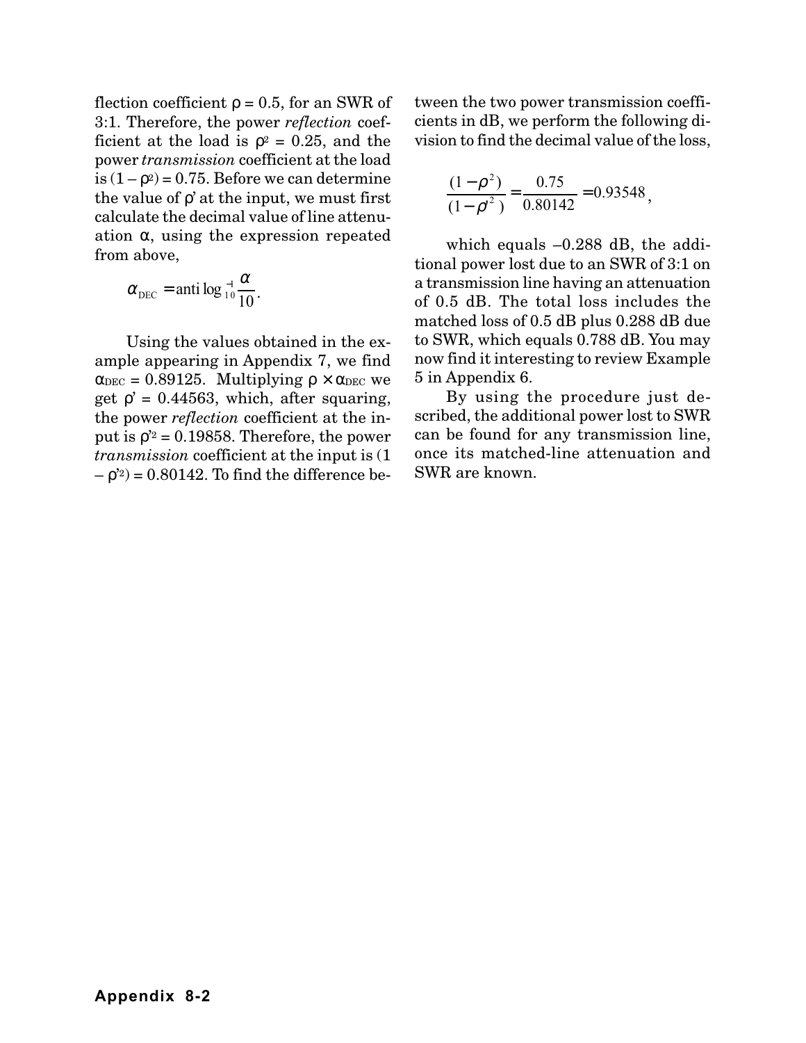flection coefficient $\rho = 0.5$, for an SWR of 3:1. Therefore, the power *reflection* coefficient at the load is $\rho^2 = 0.25$, and the power *transmission* coefficient at the load is $(1 - \rho^2) = 0.75$. Before we can determine the value of $\rho'$ at the input, we must first calculate the decimal value of line attenuation $\alpha$, using the expression repeated from above,

$$\alpha_{\text{DEC}} = \text{anti}\log_{10}^{-1} \frac{\alpha}{10}.$$

Using the values obtained in the example appearing in Appendix 7, we find $\alpha_{\text{DEC}} = 0.89125$. Multiplying $\rho \times \alpha_{\text{DEC}}$ we get $\rho' = 0.44563$, which, after squaring, the power *reflection* coefficient at the input is $\rho'^2 = 0.19858$. Therefore, the power *transmission* coefficient at the input is $(1 - \rho'^2) = 0.80142$. To find the difference between the two power transmission coefficients in dB, we perform the following division to find the decimal value of the loss,

$$\frac{(1 - \rho^2)}{(1 - \rho'^2)} = \frac{0.75}{0.80142} = 0.93548,$$

which equals –0.288 dB, the additional power lost due to an SWR of 3:1 on a transmission line having an attenuation of 0.5 dB. The total loss includes the matched loss of 0.5 dB plus 0.288 dB due to SWR, which equals 0.788 dB. You may now find it interesting to review Example 5 in Appendix 6.

By using the procedure just described, the additional power lost to SWR can be found for any transmission line, once its matched-line attenuation and SWR are known.